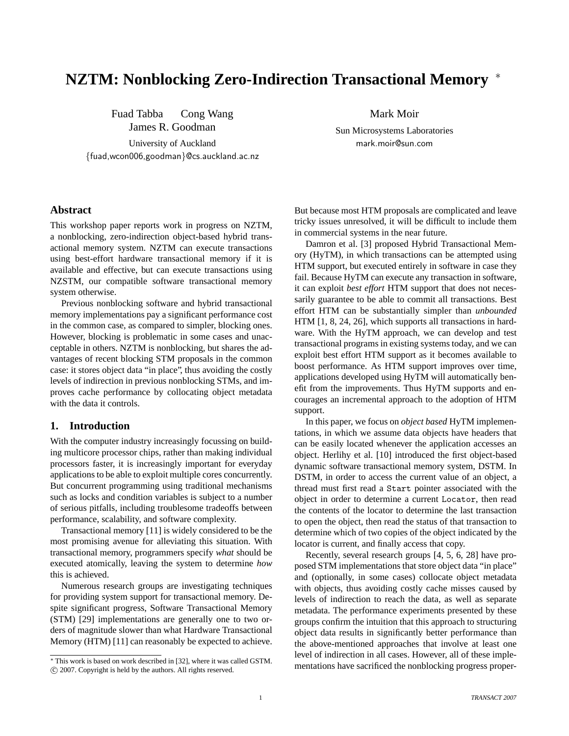# NZTM: Nonblocking Zero-Indirection Transactional Memory *

Fuad Tabba Cong Wang
James R. Goodman

University of Auckland
{fuad,wcon006,goodman}@cs.auckland.ac.nz

Mark Moir

Sun Microsystems Laboratories
mark.moir@sun.com

## Abstract

This workshop paper reports work in progress on NZTM, a nonblocking, zero-indirection object-based hybrid transactional memory system. NZTM can execute transactions using best-effort hardware transactional memory if it is available and effective, but can execute transactions using NZSTM, our compatible software transactional memory system otherwise.

Previous nonblocking software and hybrid transactional memory implementations pay a significant performance cost in the common case, as compared to simpler, blocking ones. However, blocking is problematic in some cases and unacceptable in others. NZTM is nonblocking, but shares the advantages of recent blocking STM proposals in the common case: it stores object data "in place", thus avoiding the costly levels of indirection in previous nonblocking STMs, and improves cache performance by collocating object metadata with the data it controls.

## 1. Introduction

With the computer industry increasingly focussing on building multicore processor chips, rather than making individual processors faster, it is increasingly important for everyday applications to be able to exploit multiple cores concurrently. But concurrent programming using traditional mechanisms such as locks and condition variables is subject to a number of serious pitfalls, including troublesome tradeoffs between performance, scalability, and software complexity.

Transactional memory [11] is widely considered to be the most promising avenue for alleviating this situation. With transactional memory, programmers specify *what* should be executed atomically, leaving the system to determine *how* this is achieved.

Numerous research groups are investigating techniques for providing system support for transactional memory. Despite significant progress, Software Transactional Memory (STM) [29] implementations are generally one to two orders of magnitude slower than what Hardware Transactional Memory (HTM) [11] can reasonably be expected to achieve. But because most HTM proposals are complicated and leave tricky issues unresolved, it will be difficult to include them in commercial systems in the near future.

Damron et al. [3] proposed Hybrid Transactional Memory (HyTM), in which transactions can be attempted using HTM support, but executed entirely in software in case they fail. Because HyTM can execute any transaction in software, it can exploit *best effort* HTM support that does not necessarily guarantee to be able to commit all transactions. Best effort HTM can be substantially simpler than *unbounded* HTM [1, 8, 24, 26], which supports all transactions in hardware. With the HyTM approach, we can develop and test transactional programs in existing systems today, and we can exploit best effort HTM support as it becomes available to boost performance. As HTM support improves over time, applications developed using HyTM will automatically benefit from the improvements. Thus HyTM supports and encourages an incremental approach to the adoption of HTM support.

In this paper, we focus on *object based* HyTM implementations, in which we assume data objects have headers that can be easily located whenever the application accesses an object. Herlihy et al. [10] introduced the first object-based dynamic software transactional memory system, DSTM. In DSTM, in order to access the current value of an object, a thread must first read a `Start` pointer associated with the object in order to determine a current `Locator`, then read the contents of the locator to determine the last transaction to open the object, then read the status of that transaction to determine which of two copies of the object indicated by the locator is current, and finally access that copy.

Recently, several research groups [4, 5, 6, 28] have proposed STM implementations that store object data "in place" and (optionally, in some cases) collocate object metadata with objects, thus avoiding costly cache misses caused by levels of indirection to reach the data, as well as separate metadata. The performance experiments presented by these groups confirm the intuition that this approach to structuring object data results in significantly better performance than the above-mentioned approaches that involve at least one level of indirection in all cases. However, all of these implementations have sacrificed the nonblocking progress proper-

* This work is based on work described in [32], where it was called GSTM.
© 2007. Copyright is held by the authors. All rights reserved.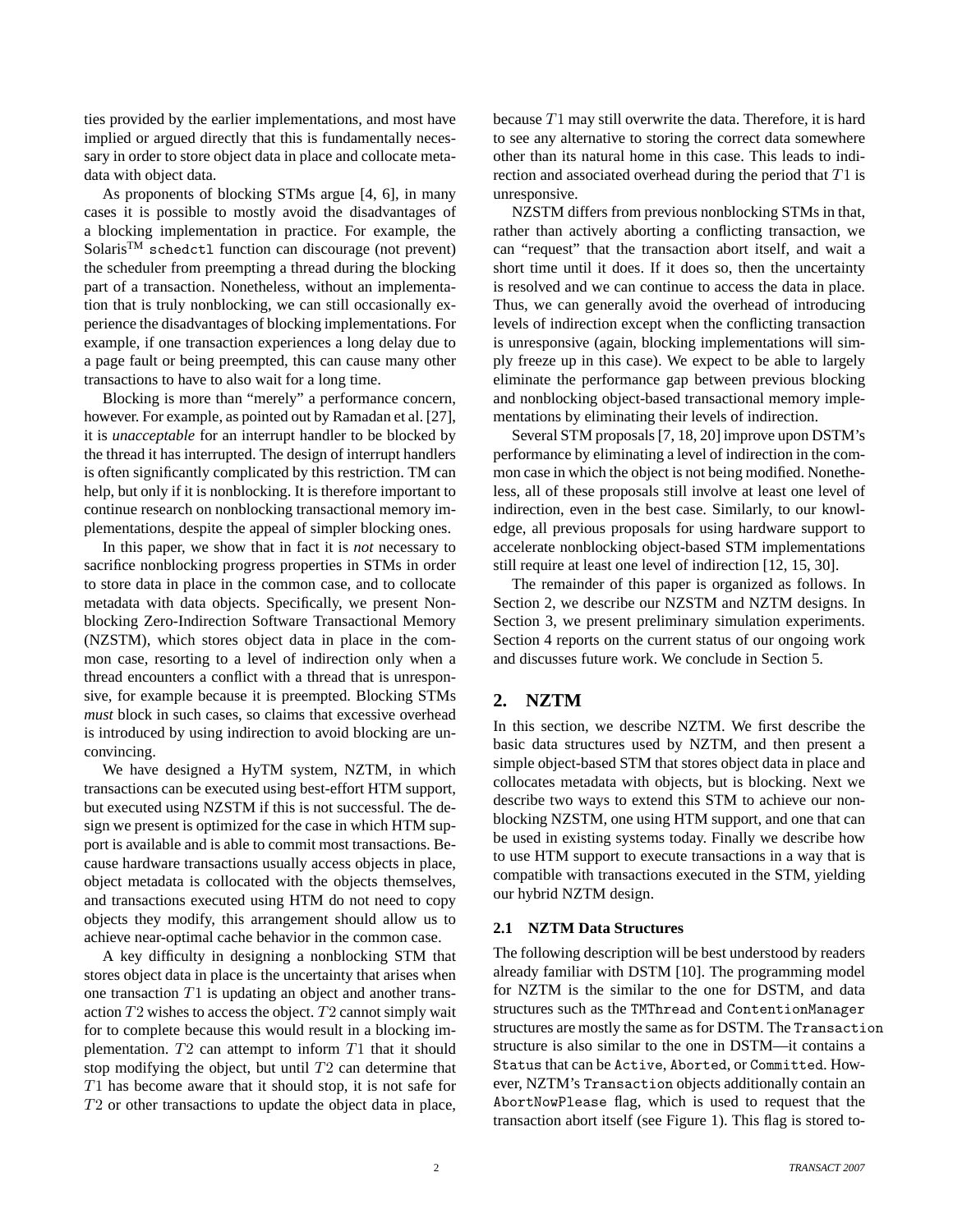ties provided by the earlier implementations, and most have implied or argued directly that this is fundamentally necessary in order to store object data in place and collocate metadata with object data.

As proponents of blocking STMs argue [4, 6], in many cases it is possible to mostly avoid the disadvantages of a blocking implementation in practice. For example, the Solaris[TM] `schedctl` function can discourage (not prevent) the scheduler from preempting a thread during the blocking part of a transaction. Nonetheless, without an implementation that is truly nonblocking, we can still occasionally experience the disadvantages of blocking implementations. For example, if one transaction experiences a long delay due to a page fault or being preempted, this can cause many other transactions to have to also wait for a long time.

Blocking is more than "merely" a performance concern, however. For example, as pointed out by Ramadan et al. [27], it is *unacceptable* for an interrupt handler to be blocked by the thread it has interrupted. The design of interrupt handlers is often significantly complicated by this restriction. TM can help, but only if it is nonblocking. It is therefore important to continue research on nonblocking transactional memory implementations, despite the appeal of simpler blocking ones.

In this paper, we show that in fact it is *not* necessary to sacrifice nonblocking progress properties in STMs in order to store data in place in the common case, and to collocate metadata with data objects. Specifically, we present Nonblocking Zero-Indirection Software Transactional Memory (NZSTM), which stores object data in place in the common case, resorting to a level of indirection only when a thread encounters a conflict with a thread that is unresponsive, for example because it is preempted. Blocking STMs *must* block in such cases, so claims that excessive overhead is introduced by using indirection to avoid blocking are unconvincing.

We have designed a HyTM system, NZTM, in which transactions can be executed using best-effort HTM support, but executed using NZSTM if this is not successful. The design we present is optimized for the case in which HTM support is available and is able to commit most transactions. Because hardware transactions usually access objects in place, object metadata is collocated with the objects themselves, and transactions executed using HTM do not need to copy objects they modify, this arrangement should allow us to achieve near-optimal cache behavior in the common case.

A key difficulty in designing a nonblocking STM that stores object data in place is the uncertainty that arises when one transaction $T1$ is updating an object and another transaction $T2$ wishes to access the object. $T2$ cannot simply wait for to complete because this would result in a blocking implementation. $T2$ can attempt to inform $T1$ that it should stop modifying the object, but until $T2$ can determine that $T1$ has become aware that it should stop, it is not safe for $T2$ or other transactions to update the object data in place, because $T1$ may still overwrite the data. Therefore, it is hard to see any alternative to storing the correct data somewhere other than its natural home in this case. This leads to indirection and associated overhead during the period that $T1$ is unresponsive.

NZSTM differs from previous nonblocking STMs in that, rather than actively aborting a conflicting transaction, we can "request" that the transaction abort itself, and wait a short time until it does. If it does so, then the uncertainty is resolved and we can continue to access the data in place. Thus, we can generally avoid the overhead of introducing levels of indirection except when the conflicting transaction is unresponsive (again, blocking implementations will simply freeze up in this case). We expect to be able to largely eliminate the performance gap between previous blocking and nonblocking object-based transactional memory implementations by eliminating their levels of indirection.

Several STM proposals [7, 18, 20] improve upon DSTM's performance by eliminating a level of indirection in the common case in which the object is not being modified. Nonetheless, all of these proposals still involve at least one level of indirection, even in the best case. Similarly, to our knowledge, all previous proposals for using hardware support to accelerate nonblocking object-based STM implementations still require at least one level of indirection [12, 15, 30].

The remainder of this paper is organized as follows. In Section 2, we describe our NZSTM and NZTM designs. In Section 3, we present preliminary simulation experiments. Section 4 reports on the current status of our ongoing work and discusses future work. We conclude in Section 5.

## 2. NZTM

In this section, we describe NZTM. We first describe the basic data structures used by NZTM, and then present a simple object-based STM that stores object data in place and collocates metadata with objects, but is blocking. Next we describe two ways to extend this STM to achieve our nonblocking NZSTM, one using HTM support, and one that can be used in existing systems today. Finally we describe how to use HTM support to execute transactions in a way that is compatible with transactions executed in the STM, yielding our hybrid NZTM design.

### 2.1 NZTM Data Structures

The following description will be best understood by readers already familiar with DSTM [10]. The programming model for NZTM is the similar to the one for DSTM, and data structures such as the `TMThread` and `ContentionManager` structures are mostly the same as for DSTM. The `Transaction` structure is also similar to the one in DSTM—it contains a `Status` that can be `Active`, `Aborted`, or `Committed`. However, NZTM's `Transaction` objects additionally contain an `AbortNowPlease` flag, which is used to request that the transaction abort itself (see Figure 1). This flag is stored to-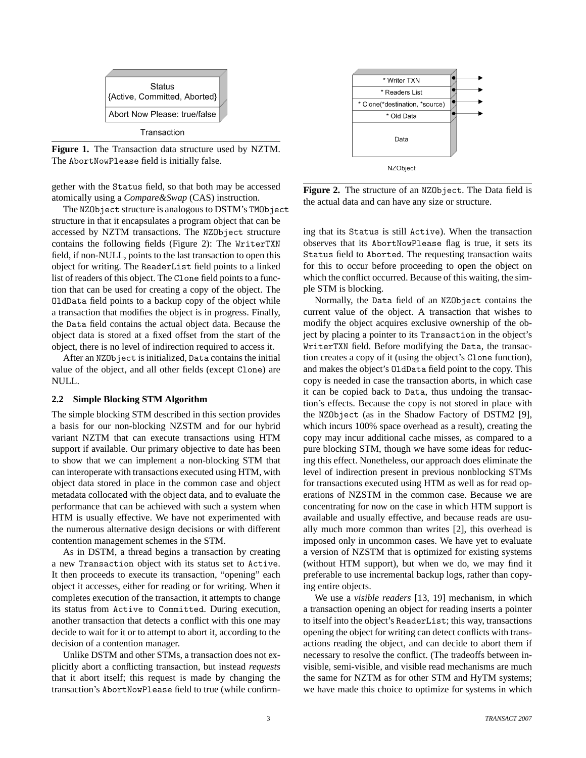Status
{Active, Committed, Aborted}

Abort Now Please: true/false

Transaction

**Figure 1.** The Transaction data structure used by NZTM. The AbortNowPlease field is initially false.

gether with the Status field, so that both may be accessed atomically using a *Compare&Swap* (CAS) instruction.

The NZObject structure is analogous to DSTM's TMObject structure in that it encapsulates a program object that can be accessed by NZTM transactions. The NZObject structure contains the following fields (Figure 2): The WriterTXN field, if non-NULL, points to the last transaction to open this object for writing. The ReaderList field points to a linked list of readers of this object. The Clone field points to a function that can be used for creating a copy of the object. The OldData field points to a backup copy of the object while a transaction that modifies the object is in progress. Finally, the Data field contains the actual object data. Because the object data is stored at a fixed offset from the start of the object, there is no level of indirection required to access it.

After an NZObject is initialized, Data contains the initial value of the object, and all other fields (except Clone) are NULL.

### 2.2 Simple Blocking STM Algorithm

The simple blocking STM described in this section provides a basis for our non-blocking NZSTM and for our hybrid variant NZTM that can execute transactions using HTM support if available. Our primary objective to date has been to show that we can implement a non-blocking STM that can interoperate with transactions executed using HTM, with object data stored in place in the common case and object metadata collocated with the object data, and to evaluate the performance that can be achieved with such a system when HTM is usually effective. We have not experimented with the numerous alternative design decisions or with different contention management schemes in the STM.

As in DSTM, a thread begins a transaction by creating a new Transaction object with its status set to Active. It then proceeds to execute its transaction, "opening" each object it accesses, either for reading or for writing. When it completes execution of the transaction, it attempts to change its status from Active to Committed. During execution, another transaction that detects a conflict with this one may decide to wait for it or to attempt to abort it, according to the decision of a contention manager.

Unlike DSTM and other STMs, a transaction does not explicitly abort a conflicting transaction, but instead *requests* that it abort itself; this request is made by changing the transaction's AbortNowPlease field to true (while confirming that its Status is still Active). When the transaction observes that its AbortNowPlease flag is true, it sets its Status field to Aborted. The requesting transaction waits for this to occur before proceeding to open the object on which the conflict occurred. Because of this waiting, the simple STM is blocking.

\* Writer TXN

\* Readers List

\* Clone(\*destination, \*source)

\* Old Data

Data

NZObject

**Figure 2.** The structure of an NZObject. The Data field is the actual data and can have any size or structure.

Normally, the Data field of an NZObject contains the current value of the object. A transaction that wishes to modify the object acquires exclusive ownership of the object by placing a pointer to its Transaction in the object's WriterTXN field. Before modifying the Data, the transaction creates a copy of it (using the object's Clone function), and makes the object's OldData field point to the copy. This copy is needed in case the transaction aborts, in which case it can be copied back to Data, thus undoing the transaction's effects. Because the copy is not stored in place with the NZObject (as in the Shadow Factory of DSTM2 [9], which incurs 100% space overhead as a result), creating the copy may incur additional cache misses, as compared to a pure blocking STM, though we have some ideas for reducing this effect. Nonetheless, our approach does eliminate the level of indirection present in previous nonblocking STMs for transactions executed using HTM as well as for read operations of NZSTM in the common case. Because we are concentrating for now on the case in which HTM support is available and usually effective, and because reads are usually much more common than writes [2], this overhead is imposed only in uncommon cases. We have yet to evaluate a version of NZSTM that is optimized for existing systems (without HTM support), but when we do, we may find it preferable to use incremental backup logs, rather than copying entire objects.

We use a *visible readers* [13, 19] mechanism, in which a transaction opening an object for reading inserts a pointer to itself into the object's ReaderList; this way, transactions opening the object for writing can detect conflicts with transactions reading the object, and can decide to abort them if necessary to resolve the conflict. (The tradeoffs between invisible, semi-visible, and visible read mechanisms are much the same for NZTM as for other STM and HyTM systems; we have made this choice to optimize for systems in which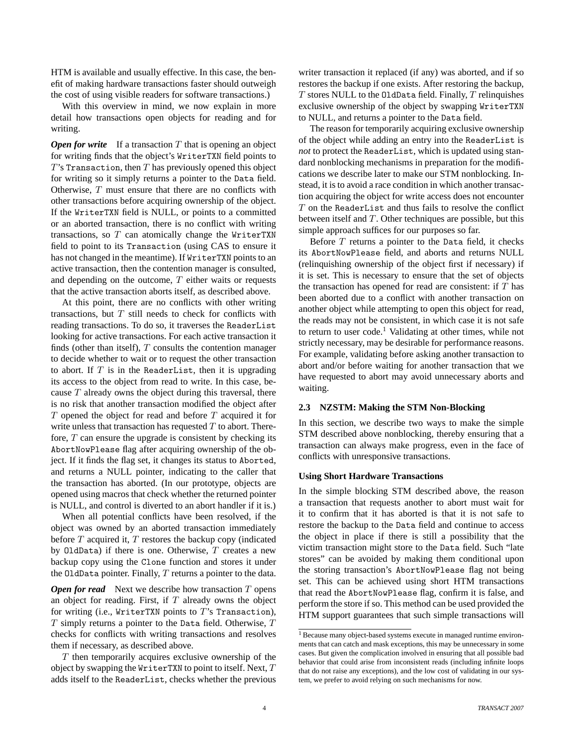HTM is available and usually effective. In this case, the benefit of making hardware transactions faster should outweigh the cost of using visible readers for software transactions.)

With this overview in mind, we now explain in more detail how transactions open objects for reading and for writing.

***Open for write*** If a transaction $T$ that is opening an object for writing finds that the object's `WriterTXN` field points to $T$'s `Transaction`, then $T$ has previously opened this object for writing so it simply returns a pointer to the `Data` field. Otherwise, $T$ must ensure that there are no conflicts with other transactions before acquiring ownership of the object. If the `WriterTXN` field is NULL, or points to a committed or an aborted transaction, there is no conflict with writing transactions, so $T$ can atomically change the `WriterTXN` field to point to its `Transaction` (using CAS to ensure it has not changed in the meantime). If `WriterTXN` points to an active transaction, then the contention manager is consulted, and depending on the outcome, $T$ either waits or requests that the active transaction aborts itself, as described above.

At this point, there are no conflicts with other writing transactions, but $T$ still needs to check for conflicts with reading transactions. To do so, it traverses the `ReaderList` looking for active transactions. For each active transaction it finds (other than itself), $T$ consults the contention manager to decide whether to wait or to request the other transaction to abort. If $T$ is in the `ReaderList`, then it is upgrading its access to the object from read to write. In this case, because $T$ already owns the object during this traversal, there is no risk that another transaction modified the object after $T$ opened the object for read and before $T$ acquired it for write unless that transaction has requested $T$ to abort. Therefore, $T$ can ensure the upgrade is consistent by checking its `AbortNowPlease` flag after acquiring ownership of the object. If it finds the flag set, it changes its status to `Aborted`, and returns a NULL pointer, indicating to the caller that the transaction has aborted. (In our prototype, objects are opened using macros that check whether the returned pointer is NULL, and control is diverted to an abort handler if it is.)

When all potential conflicts have been resolved, if the object was owned by an aborted transaction immediately before $T$ acquired it, $T$ restores the backup copy (indicated by `OldData`) if there is one. Otherwise, $T$ creates a new backup copy using the `Clone` function and stores it under the `OldData` pointer. Finally, $T$ returns a pointer to the data.

***Open for read*** Next we describe how transaction $T$ opens an object for reading. First, if $T$ already owns the object for writing (i.e., `WriterTXN` points to $T$'s `Transaction`), $T$ simply returns a pointer to the `Data` field. Otherwise, $T$ checks for conflicts with writing transactions and resolves them if necessary, as described above.

$T$ then temporarily acquires exclusive ownership of the object by swapping the `WriterTXN` to point to itself. Next, $T$ adds itself to the `ReaderList`, checks whether the previous writer transaction it replaced (if any) was aborted, and if so restores the backup if one exists. After restoring the backup, $T$ stores NULL to the `OldData` field. Finally, $T$ relinquishes exclusive ownership of the object by swapping `WriterTXN` to NULL, and returns a pointer to the `Data` field.

The reason for temporarily acquiring exclusive ownership of the object while adding an entry into the `ReaderList` is *not* to protect the `ReaderList`, which is updated using standard nonblocking mechanisms in preparation for the modifications we describe later to make our STM nonblocking. Instead, it is to avoid a race condition in which another transaction acquiring the object for write access does not encounter $T$ on the `ReaderList` and thus fails to resolve the conflict between itself and $T$. Other techniques are possible, but this simple approach suffices for our purposes so far.

Before $T$ returns a pointer to the `Data` field, it checks its `AbortNowPlease` field, and aborts and returns NULL (relinquishing ownership of the object first if necessary) if it is set. This is necessary to ensure that the set of objects the transaction has opened for read are consistent: if $T$ has been aborted due to a conflict with another transaction on another object while attempting to open this object for read, the reads may not be consistent, in which case it is not safe to return to user code.[1] Validating at other times, while not strictly necessary, may be desirable for performance reasons. For example, validating before asking another transaction to abort and/or before waiting for another transaction that we have requested to abort may avoid unnecessary aborts and waiting.

### 2.3 NZSTM: Making the STM Non-Blocking

In this section, we describe two ways to make the simple STM described above nonblocking, thereby ensuring that a transaction can always make progress, even in the face of conflicts with unresponsive transactions.

#### Using Short Hardware Transactions

In the simple blocking STM described above, the reason a transaction that requests another to abort must wait for it to confirm that it has aborted is that it is not safe to restore the backup to the `Data` field and continue to access the object in place if there is still a possibility that the victim transaction might store to the `Data` field. Such "late stores" can be avoided by making them conditional upon the storing transaction's `AbortNowPlease` flag not being set. This can be achieved using short HTM transactions that read the `AbortNowPlease` flag, confirm it is false, and perform the store if so. This method can be used provided the HTM support guarantees that such simple transactions will

[1] Because many object-based systems execute in managed runtime environments that can catch and mask exceptions, this may be unnecessary in some cases. But given the complication involved in ensuring that all possible bad behavior that could arise from inconsistent reads (including infinite loops that do not raise any exceptions), and the low cost of validating in our system, we prefer to avoid relying on such mechanisms for now.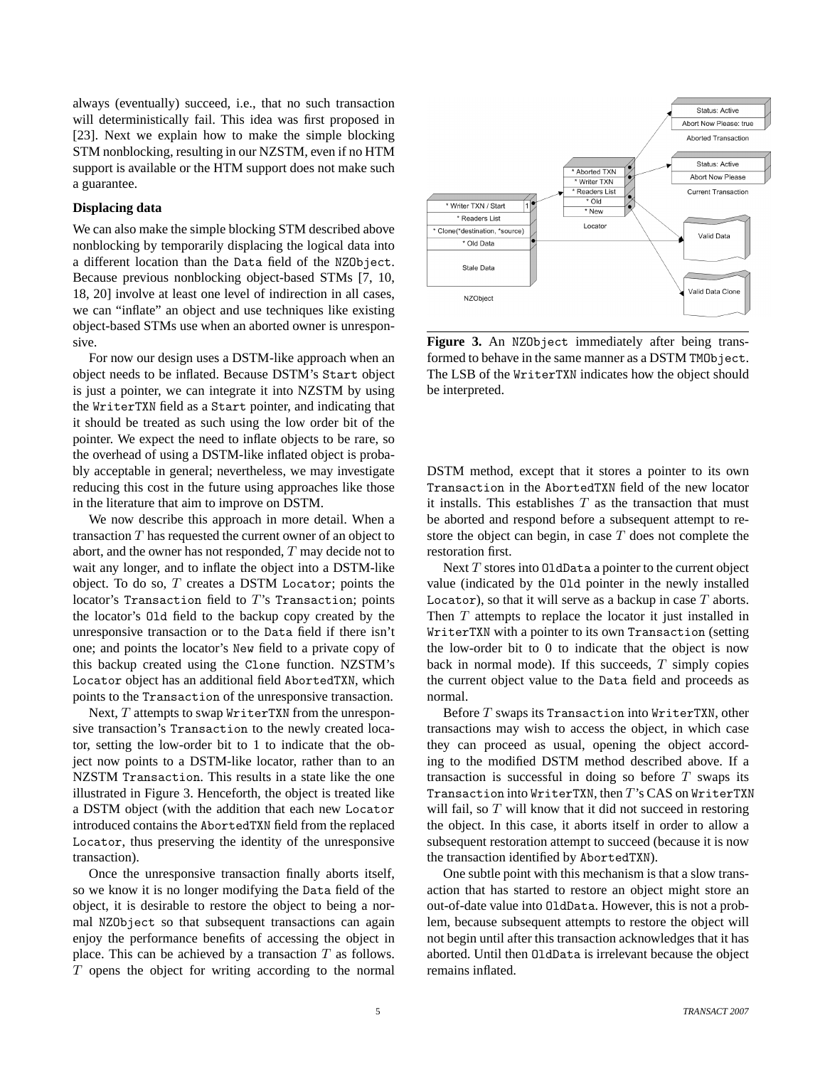always (eventually) succeed, i.e., that no such transaction will deterministically fail. This idea was first proposed in [23]. Next we explain how to make the simple blocking STM nonblocking, resulting in our NZSTM, even if no HTM support is available or the HTM support does not make such a guarantee.

**Displacing data**

We can also make the simple blocking STM described above nonblocking by temporarily displacing the logical data into a different location than the `Data` field of the `NZObject`. Because previous nonblocking object-based STMs [7, 10, 18, 20] involve at least one level of indirection in all cases, we can "inflate" an object and use techniques like existing object-based STMs use when an aborted owner is unresponsive.

For now our design uses a DSTM-like approach when an object needs to be inflated. Because DSTM's `Start` object is just a pointer, we can integrate it into NZSTM by using the `WriterTXN` field as a `Start` pointer, and indicating that it should be treated as such using the low order bit of the pointer. We expect the need to inflate objects to be rare, so the overhead of using a DSTM-like inflated object is probably acceptable in general; nevertheless, we may investigate reducing this cost in the future using approaches like those in the literature that aim to improve on DSTM.

We now describe this approach in more detail. When a transaction $T$ has requested the current owner of an object to abort, and the owner has not responded, $T$ may decide not to wait any longer, and to inflate the object into a DSTM-like object. To do so, $T$ creates a DSTM `Locator`; points the locator's `Transaction` field to $T$'s `Transaction`; points the locator's `Old` field to the backup copy created by the unresponsive transaction or to the `Data` field if there isn't one; and points the locator's `New` field to a private copy of this backup created using the `Clone` function. NZSTM's `Locator` object has an additional field `AbortedTXN`, which points to the `Transaction` of the unresponsive transaction.

Next, $T$ attempts to swap `WriterTXN` from the unresponsive transaction's `Transaction` to the newly created locator, setting the low-order bit to 1 to indicate that the object now points to a DSTM-like locator, rather than to an NZSTM `Transaction`. This results in a state like the one illustrated in Figure 3. Henceforth, the object is treated like a DSTM object (with the addition that each new `Locator` introduced contains the `AbortedTXN` field from the replaced `Locator`, thus preserving the identity of the unresponsive transaction).

Once the unresponsive transaction finally aborts itself, so we know it is no longer modifying the `Data` field of the object, it is desirable to restore the object to being a normal `NZObject` so that subsequent transactions can again enjoy the performance benefits of accessing the object in place. This can be achieved by a transaction $T$ as follows. $T$ opens the object for writing according to the normal DSTM method, except that it stores a pointer to its own `Transaction` in the `AbortedTXN` field of the new locator it installs. This establishes $T$ as the transaction that must be aborted and respond before a subsequent attempt to restore the object can begin, in case $T$ does not complete the restoration first.

**Figure 3.** An `NZObject` immediately after being transformed to behave in the same manner as a DSTM `TMObject`. The LSB of the `WriterTXN` indicates how the object should be interpreted.

Next $T$ stores into `OldData` a pointer to the current object value (indicated by the `Old` pointer in the newly installed `Locator`), so that it will serve as a backup in case $T$ aborts. Then $T$ attempts to replace the locator it just installed in `WriterTXN` with a pointer to its own `Transaction` (setting the low-order bit to 0 to indicate that the object is now back in normal mode). If this succeeds, $T$ simply copies the current object value to the `Data` field and proceeds as normal.

Before $T$ swaps its `Transaction` into `WriterTXN`, other transactions may wish to access the object, in which case they can proceed as usual, opening the object according to the modified DSTM method described above. If a transaction is successful in doing so before $T$ swaps its `Transaction` into `WriterTXN`, then $T$'s CAS on `WriterTXN` will fail, so $T$ will know that it did not succeed in restoring the object. In this case, it aborts itself in order to allow a subsequent restoration attempt to succeed (because it is now the transaction identified by `AbortedTXN`).

One subtle point with this mechanism is that a slow transaction that has started to restore an object might store an out-of-date value into `OldData`. However, this is not a problem, because subsequent attempts to restore the object will not begin until after this transaction acknowledges that it has aborted. Until then `OldData` is irrelevant because the object remains inflated.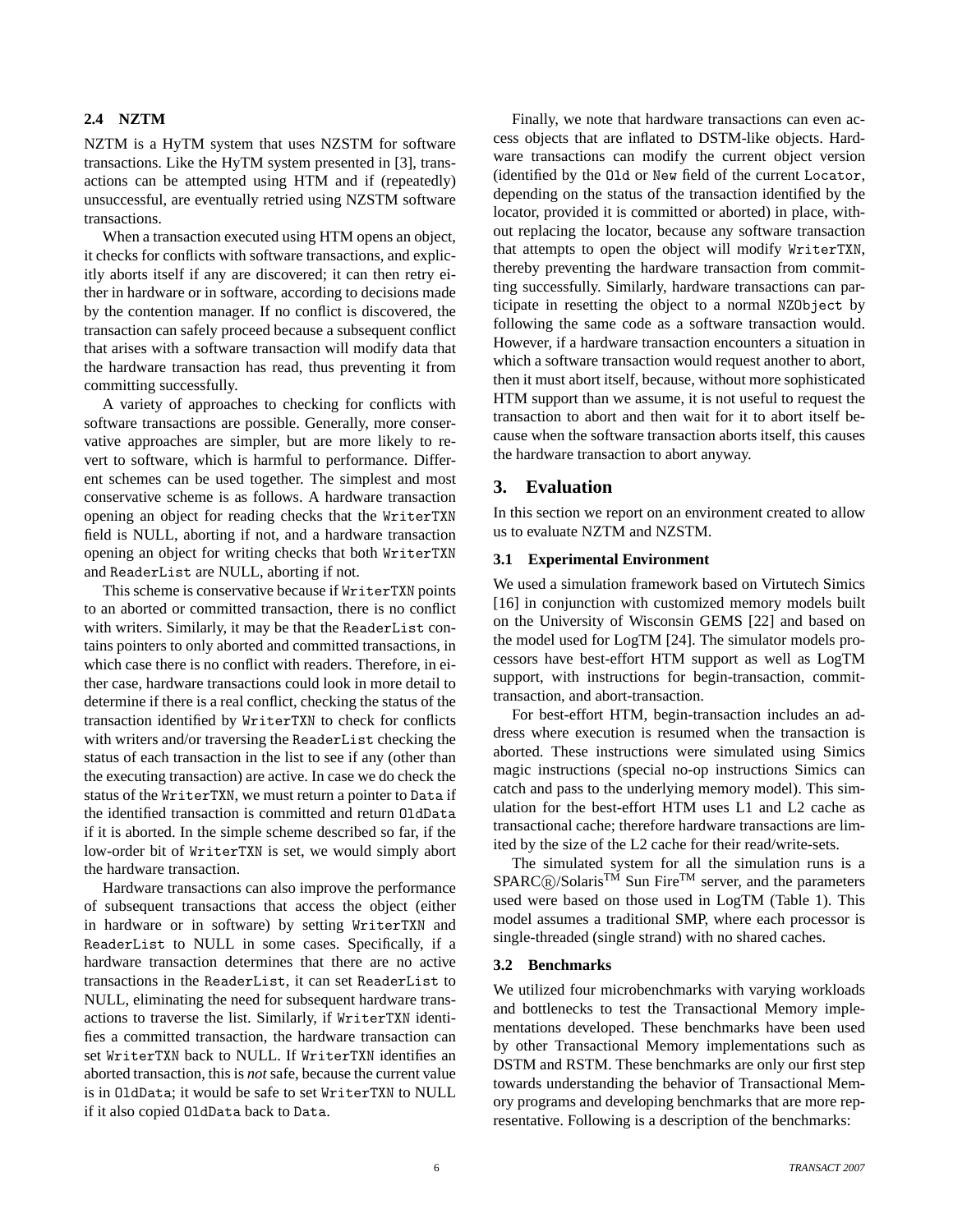### 2.4 NZTM

NZTM is a HyTM system that uses NZSTM for software transactions. Like the HyTM system presented in [3], transactions can be attempted using HTM and if (repeatedly) unsuccessful, are eventually retried using NZSTM software transactions.

When a transaction executed using HTM opens an object, it checks for conflicts with software transactions, and explicitly aborts itself if any are discovered; it can then retry either in hardware or in software, according to decisions made by the contention manager. If no conflict is discovered, the transaction can safely proceed because a subsequent conflict that arises with a software transaction will modify data that the hardware transaction has read, thus preventing it from committing successfully.

A variety of approaches to checking for conflicts with software transactions are possible. Generally, more conservative approaches are simpler, but are more likely to revert to software, which is harmful to performance. Different schemes can be used together. The simplest and most conservative scheme is as follows. A hardware transaction opening an object for reading checks that the `WriterTXN` field is NULL, aborting if not, and a hardware transaction opening an object for writing checks that both `WriterTXN` and `ReaderList` are NULL, aborting if not.

This scheme is conservative because if `WriterTXN` points to an aborted or committed transaction, there is no conflict with writers. Similarly, it may be that the `ReaderList` contains pointers to only aborted and committed transactions, in which case there is no conflict with readers. Therefore, in either case, hardware transactions could look in more detail to determine if there is a real conflict, checking the status of the transaction identified by `WriterTXN` to check for conflicts with writers and/or traversing the `ReaderList` checking the status of each transaction in the list to see if any (other than the executing transaction) are active. In case we do check the status of the `WriterTXN`, we must return a pointer to `Data` if the identified transaction is committed and return `OldData` if it is aborted. In the simple scheme described so far, if the low-order bit of `WriterTXN` is set, we would simply abort the hardware transaction.

Hardware transactions can also improve the performance of subsequent transactions that access the object (either in hardware or in software) by setting `WriterTXN` and `ReaderList` to NULL in some cases. Specifically, if a hardware transaction determines that there are no active transactions in the `ReaderList`, it can set `ReaderList` to NULL, eliminating the need for subsequent hardware transactions to traverse the list. Similarly, if `WriterTXN` identifies a committed transaction, the hardware transaction can set `WriterTXN` back to NULL. If `WriterTXN` identifies an aborted transaction, this is *not* safe, because the current value is in `OldData`; it would be safe to set `WriterTXN` to NULL if it also copied `OldData` back to `Data`.

Finally, we note that hardware transactions can even access objects that are inflated to DSTM-like objects. Hardware transactions can modify the current object version (identified by the `Old` or `New` field of the current `Locator`, depending on the status of the transaction identified by the locator, provided it is committed or aborted) in place, without replacing the locator, because any software transaction that attempts to open the object will modify `WriterTXN`, thereby preventing the hardware transaction from committing successfully. Similarly, hardware transactions can participate in resetting the object to a normal `NZObject` by following the same code as a software transaction would. However, if a hardware transaction encounters a situation in which a software transaction would request another to abort, then it must abort itself, because, without more sophisticated HTM support than we assume, it is not useful to request the transaction to abort and then wait for it to abort itself because when the software transaction aborts itself, this causes the hardware transaction to abort anyway.

## 3. Evaluation

In this section we report on an environment created to allow us to evaluate NZTM and NZSTM.

### 3.1 Experimental Environment

We used a simulation framework based on Virtutech Simics [16] in conjunction with customized memory models built on the University of Wisconsin GEMS [22] and based on the model used for LogTM [24]. The simulator models processors have best-effort HTM support as well as LogTM support, with instructions for begin-transaction, commit-transaction, and abort-transaction.

For best-effort HTM, begin-transaction includes an address where execution is resumed when the transaction is aborted. These instructions were simulated using Simics magic instructions (special no-op instructions Simics can catch and pass to the underlying memory model). This simulation for the best-effort HTM uses L1 and L2 cache as transactional cache; therefore hardware transactions are limited by the size of the L2 cache for their read/write-sets.

The simulated system for all the simulation runs is a SPARC®/Solaris™ Sun Fire™ server, and the parameters used were based on those used in LogTM (Table 1). This model assumes a traditional SMP, where each processor is single-threaded (single strand) with no shared caches.

### 3.2 Benchmarks

We utilized four microbenchmarks with varying workloads and bottlenecks to test the Transactional Memory implementations developed. These benchmarks have been used by other Transactional Memory implementations such as DSTM and RSTM. These benchmarks are only our first step towards understanding the behavior of Transactional Memory programs and developing benchmarks that are more representative. Following is a description of the benchmarks: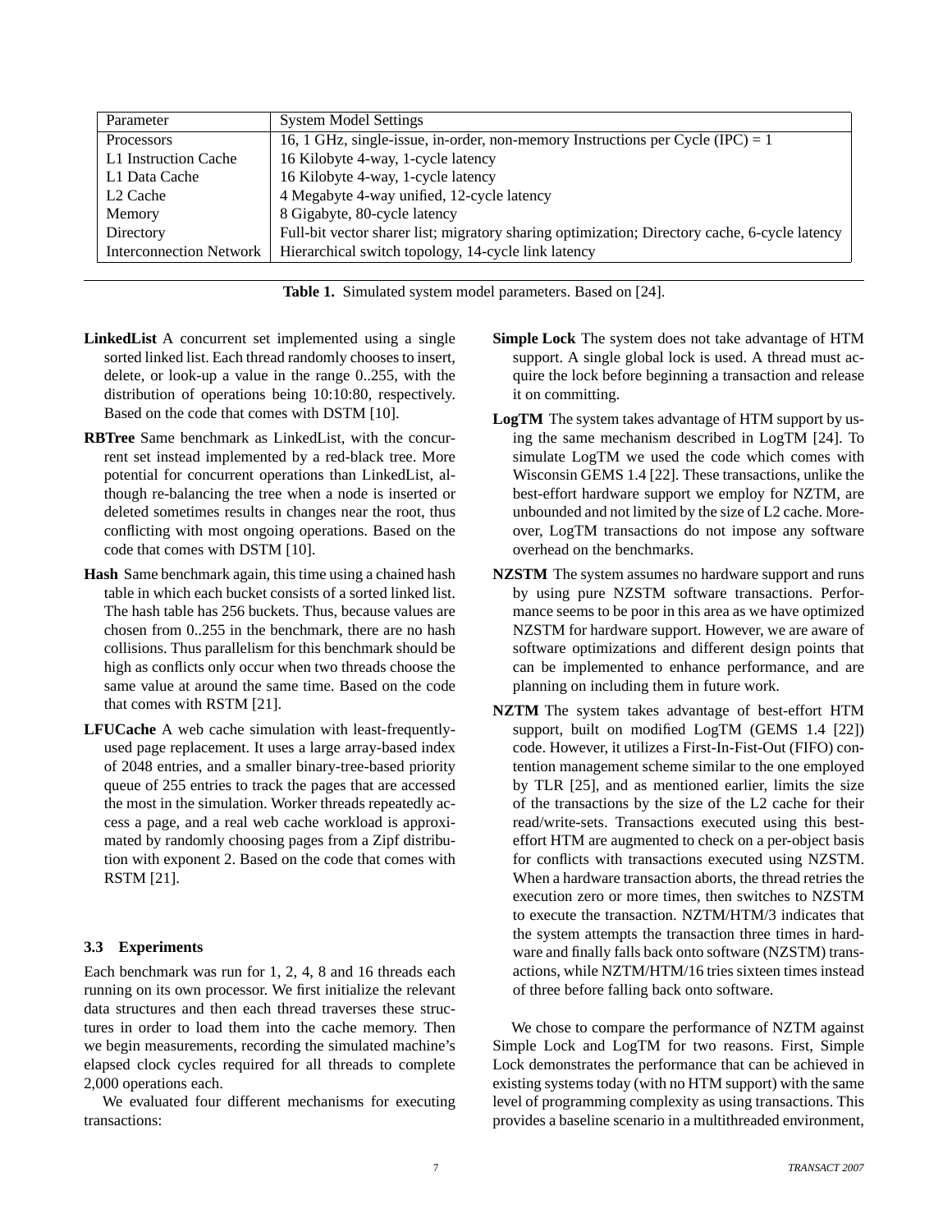| Parameter | System Model Settings |
|---|---|
| Processors | 16, 1 GHz, single-issue, in-order, non-memory Instructions per Cycle (IPC) = 1 |
| L1 Instruction Cache | 16 Kilobyte 4-way, 1-cycle latency |
| L1 Data Cache | 16 Kilobyte 4-way, 1-cycle latency |
| L2 Cache | 4 Megabyte 4-way unified, 12-cycle latency |
| Memory | 8 Gigabyte, 80-cycle latency |
| Directory | Full-bit vector sharer list; migratory sharing optimization; Directory cache, 6-cycle latency |
| Interconnection Network | Hierarchical switch topology, 14-cycle link latency |

**Table 1.** Simulated system model parameters. Based on [24].

**LinkedList** A concurrent set implemented using a single sorted linked list. Each thread randomly chooses to insert, delete, or look-up a value in the range 0..255, with the distribution of operations being 10:10:80, respectively. Based on the code that comes with DSTM [10].

**RBTree** Same benchmark as LinkedList, with the concurrent set instead implemented by a red-black tree. More potential for concurrent operations than LinkedList, although re-balancing the tree when a node is inserted or deleted sometimes results in changes near the root, thus conflicting with most ongoing operations. Based on the code that comes with DSTM [10].

**Hash** Same benchmark again, this time using a chained hash table in which each bucket consists of a sorted linked list. The hash table has 256 buckets. Thus, because values are chosen from 0..255 in the benchmark, there are no hash collisions. Thus parallelism for this benchmark should be high as conflicts only occur when two threads choose the same value at around the same time. Based on the code that comes with RSTM [21].

**LFUCache** A web cache simulation with least-frequently-used page replacement. It uses a large array-based index of 2048 entries, and a smaller binary-tree-based priority queue of 255 entries to track the pages that are accessed the most in the simulation. Worker threads repeatedly access a page, and a real web cache workload is approximated by randomly choosing pages from a Zipf distribution with exponent 2. Based on the code that comes with RSTM [21].

### 3.3 Experiments

Each benchmark was run for 1, 2, 4, 8 and 16 threads each running on its own processor. We first initialize the relevant data structures and then each thread traverses these structures in order to load them into the cache memory. Then we begin measurements, recording the simulated machine's elapsed clock cycles required for all threads to complete 2,000 operations each.

We evaluated four different mechanisms for executing transactions:

**Simple Lock** The system does not take advantage of HTM support. A single global lock is used. A thread must acquire the lock before beginning a transaction and release it on committing.

**LogTM** The system takes advantage of HTM support by using the same mechanism described in LogTM [24]. To simulate LogTM we used the code which comes with Wisconsin GEMS 1.4 [22]. These transactions, unlike the best-effort hardware support we employ for NZTM, are unbounded and not limited by the size of L2 cache. Moreover, LogTM transactions do not impose any software overhead on the benchmarks.

**NZSTM** The system assumes no hardware support and runs by using pure NZSTM software transactions. Performance seems to be poor in this area as we have optimized NZSTM for hardware support. However, we are aware of software optimizations and different design points that can be implemented to enhance performance, and are planning on including them in future work.

**NZTM** The system takes advantage of best-effort HTM support, built on modified LogTM (GEMS 1.4 [22]) code. However, it utilizes a First-In-Fist-Out (FIFO) contention management scheme similar to the one employed by TLR [25], and as mentioned earlier, limits the size of the transactions by the size of the L2 cache for their read/write-sets. Transactions executed using this best-effort HTM are augmented to check on a per-object basis for conflicts with transactions executed using NZSTM. When a hardware transaction aborts, the thread retries the execution zero or more times, then switches to NZSTM to execute the transaction. NZTM/HTM/3 indicates that the system attempts the transaction three times in hardware and finally falls back onto software (NZSTM) transactions, while NZTM/HTM/16 tries sixteen times instead of three before falling back onto software.

We chose to compare the performance of NZTM against Simple Lock and LogTM for two reasons. First, Simple Lock demonstrates the performance that can be achieved in existing systems today (with no HTM support) with the same level of programming complexity as using transactions. This provides a baseline scenario in a multithreaded environment,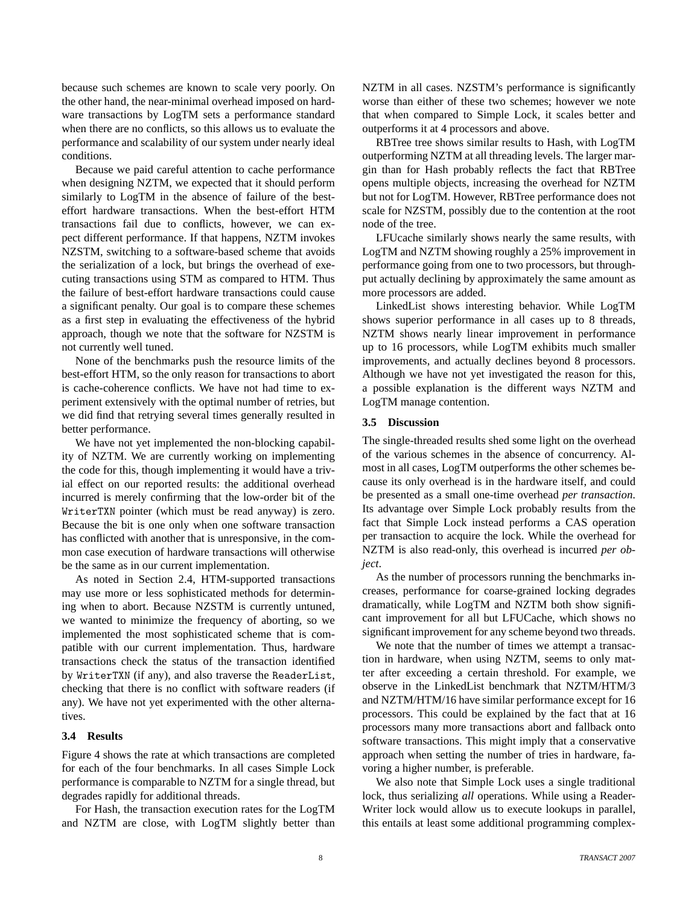because such schemes are known to scale very poorly. On the other hand, the near-minimal overhead imposed on hardware transactions by LogTM sets a performance standard when there are no conflicts, so this allows us to evaluate the performance and scalability of our system under nearly ideal conditions.

Because we paid careful attention to cache performance when designing NZTM, we expected that it should perform similarly to LogTM in the absence of failure of the best-effort hardware transactions. When the best-effort HTM transactions fail due to conflicts, however, we can expect different performance. If that happens, NZTM invokes NZSTM, switching to a software-based scheme that avoids the serialization of a lock, but brings the overhead of executing transactions using STM as compared to HTM. Thus the failure of best-effort hardware transactions could cause a significant penalty. Our goal is to compare these schemes as a first step in evaluating the effectiveness of the hybrid approach, though we note that the software for NZSTM is not currently well tuned.

None of the benchmarks push the resource limits of the best-effort HTM, so the only reason for transactions to abort is cache-coherence conflicts. We have not had time to experiment extensively with the optimal number of retries, but we did find that retrying several times generally resulted in better performance.

We have not yet implemented the non-blocking capability of NZTM. We are currently working on implementing the code for this, though implementing it would have a trivial effect on our reported results: the additional overhead incurred is merely confirming that the low-order bit of the `WriterTXN` pointer (which must be read anyway) is zero. Because the bit is one only when one software transaction has conflicted with another that is unresponsive, in the common case execution of hardware transactions will otherwise be the same as in our current implementation.

As noted in Section 2.4, HTM-supported transactions may use more or less sophisticated methods for determining when to abort. Because NZSTM is currently untuned, we wanted to minimize the frequency of aborting, so we implemented the most sophisticated scheme that is compatible with our current implementation. Thus, hardware transactions check the status of the transaction identified by `WriterTXN` (if any), and also traverse the `ReaderList`, checking that there is no conflict with software readers (if any). We have not yet experimented with the other alternatives.

### 3.4 Results

Figure 4 shows the rate at which transactions are completed for each of the four benchmarks. In all cases Simple Lock performance is comparable to NZTM for a single thread, but degrades rapidly for additional threads.

For Hash, the transaction execution rates for the LogTM and NZTM are close, with LogTM slightly better than NZTM in all cases. NZSTM's performance is significantly worse than either of these two schemes; however we note that when compared to Simple Lock, it scales better and outperforms it at 4 processors and above.

RBTree tree shows similar results to Hash, with LogTM outperforming NZTM at all threading levels. The larger margin than for Hash probably reflects the fact that RBTree opens multiple objects, increasing the overhead for NZTM but not for LogTM. However, RBTree performance does not scale for NZSTM, possibly due to the contention at the root node of the tree.

LFUcache similarly shows nearly the same results, with LogTM and NZTM showing roughly a 25% improvement in performance going from one to two processors, but throughput actually declining by approximately the same amount as more processors are added.

LinkedList shows interesting behavior. While LogTM shows superior performance in all cases up to 8 threads, NZTM shows nearly linear improvement in performance up to 16 processors, while LogTM exhibits much smaller improvements, and actually declines beyond 8 processors. Although we have not yet investigated the reason for this, a possible explanation is the different ways NZTM and LogTM manage contention.

### 3.5 Discussion

The single-threaded results shed some light on the overhead of the various schemes in the absence of concurrency. Almost in all cases, LogTM outperforms the other schemes because its only overhead is in the hardware itself, and could be presented as a small one-time overhead *per transaction*. Its advantage over Simple Lock probably results from the fact that Simple Lock instead performs a CAS operation per transaction to acquire the lock. While the overhead for NZTM is also read-only, this overhead is incurred *per object*.

As the number of processors running the benchmarks increases, performance for coarse-grained locking degrades dramatically, while LogTM and NZTM both show significant improvement for all but LFUCache, which shows no significant improvement for any scheme beyond two threads.

We note that the number of times we attempt a transaction in hardware, when using NZTM, seems to only matter after exceeding a certain threshold. For example, we observe in the LinkedList benchmark that NZTM/HTM/3 and NZTM/HTM/16 have similar performance except for 16 processors. This could be explained by the fact that at 16 processors many more transactions abort and fallback onto software transactions. This might imply that a conservative approach when setting the number of tries in hardware, favoring a higher number, is preferable.

We also note that Simple Lock uses a single traditional lock, thus serializing *all* operations. While using a Reader-Writer lock would allow us to execute lookups in parallel, this entails at least some additional programming complex-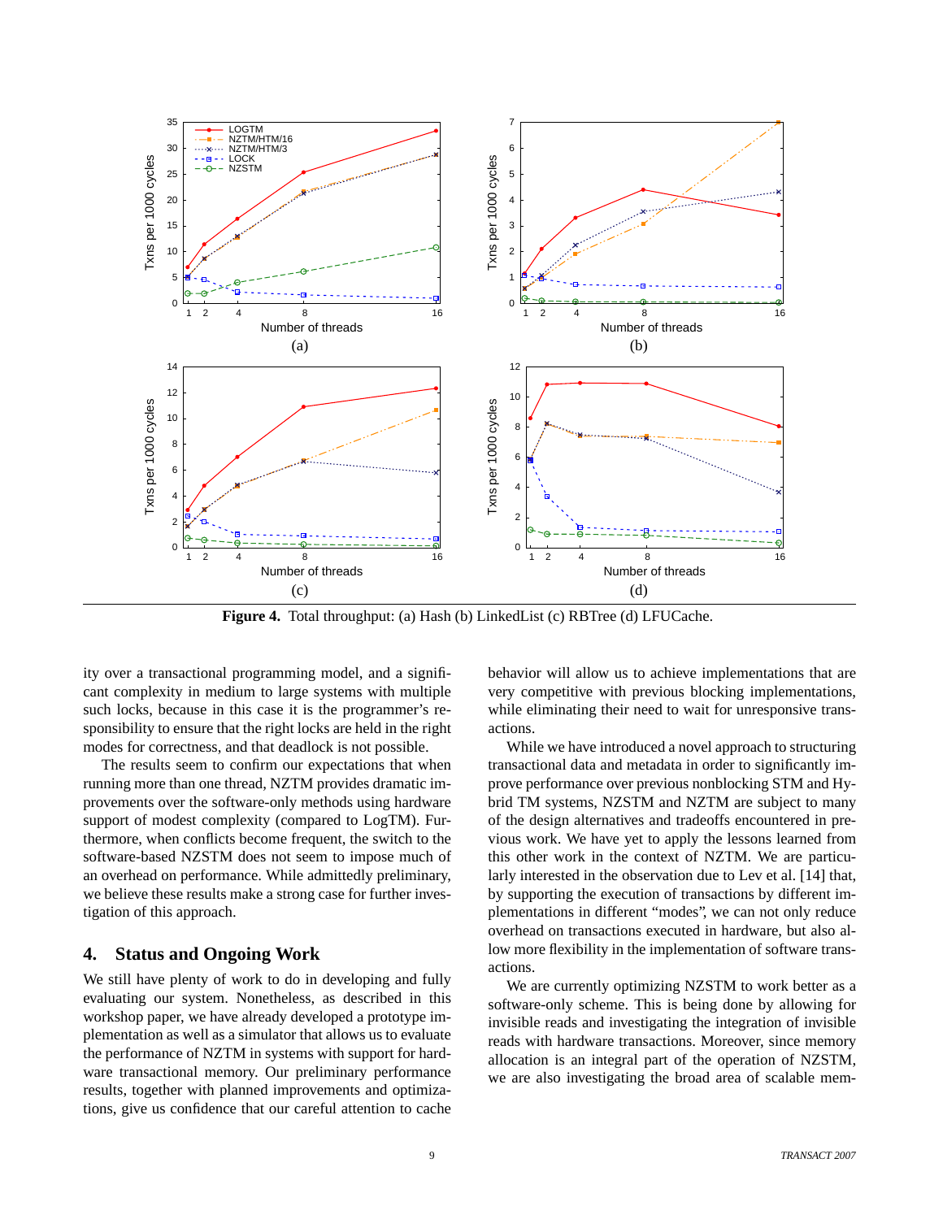**Figure 4.** Total throughput: (a) Hash (b) LinkedList (c) RBTree (d) LFUCache.

ity over a transactional programming model, and a significant complexity in medium to large systems with multiple such locks, because in this case it is the programmer's responsibility to ensure that the right locks are held in the right modes for correctness, and that deadlock is not possible.

The results seem to confirm our expectations that when running more than one thread, NZTM provides dramatic improvements over the software-only methods using hardware support of modest complexity (compared to LogTM). Furthermore, when conflicts become frequent, the switch to the software-based NZSTM does not seem to impose much of an overhead on performance. While admittedly preliminary, we believe these results make a strong case for further investigation of this approach.

## 4. Status and Ongoing Work

We still have plenty of work to do in developing and fully evaluating our system. Nonetheless, as described in this workshop paper, we have already developed a prototype implementation as well as a simulator that allows us to evaluate the performance of NZTM in systems with support for hardware transactional memory. Our preliminary performance results, together with planned improvements and optimizations, give us confidence that our careful attention to cache behavior will allow us to achieve implementations that are very competitive with previous blocking implementations, while eliminating their need to wait for unresponsive transactions.

While we have introduced a novel approach to structuring transactional data and metadata in order to significantly improve performance over previous nonblocking STM and Hybrid TM systems, NZSTM and NZTM are subject to many of the design alternatives and tradeoffs encountered in previous work. We have yet to apply the lessons learned from this other work in the context of NZTM. We are particularly interested in the observation due to Lev et al. [14] that, by supporting the execution of transactions by different implementations in different "modes", we can not only reduce overhead on transactions executed in hardware, but also allow more flexibility in the implementation of software transactions.

We are currently optimizing NZSTM to work better as a software-only scheme. This is being done by allowing for invisible reads and investigating the integration of invisible reads with hardware transactions. Moreover, since memory allocation is an integral part of the operation of NZSTM, we are also investigating the broad area of scalable mem-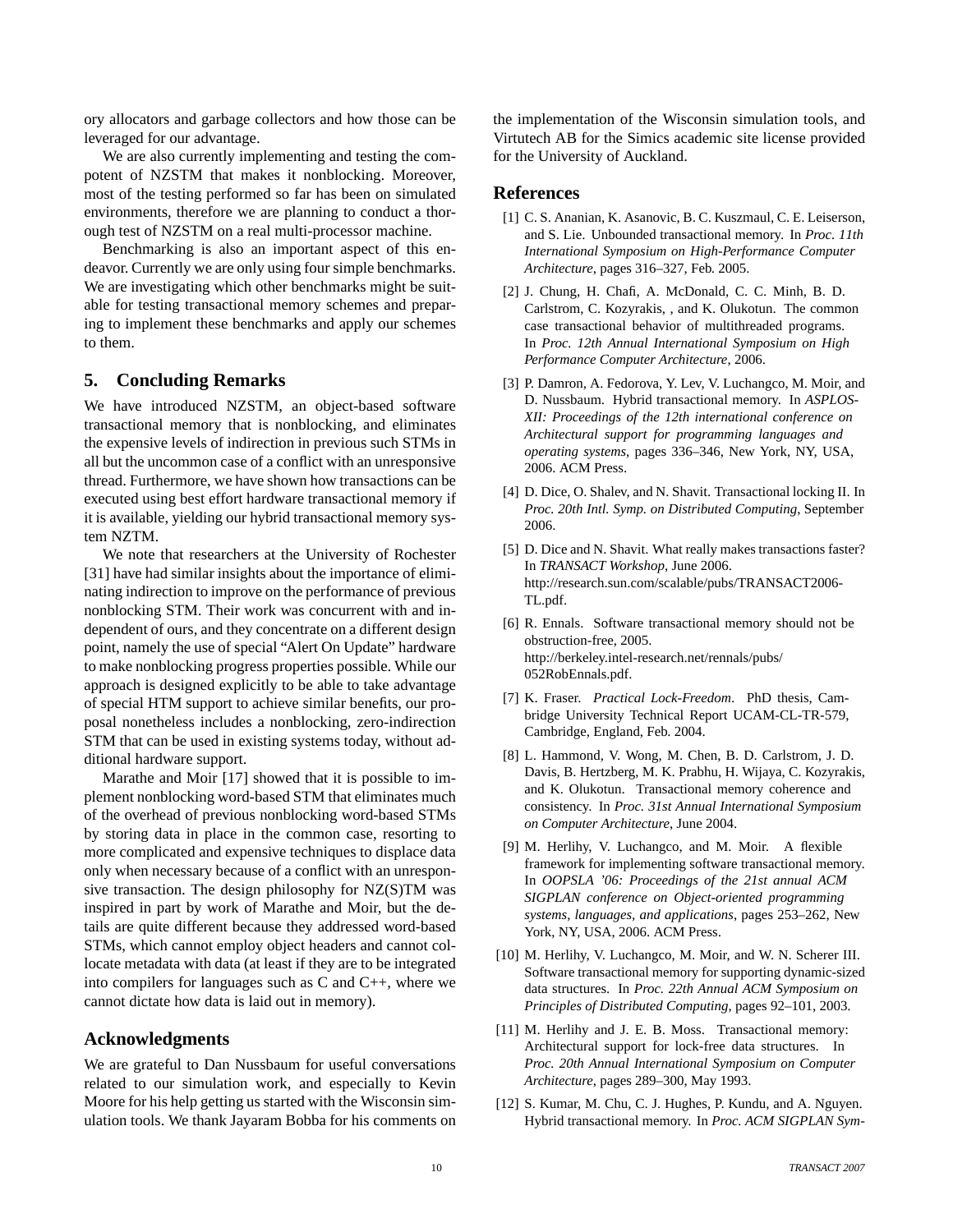ory allocators and garbage collectors and how those can be leveraged for our advantage.

We are also currently implementing and testing the compotent of NZSTM that makes it nonblocking. Moreover, most of the testing performed so far has been on simulated environments, therefore we are planning to conduct a thorough test of NZSTM on a real multi-processor machine.

Benchmarking is also an important aspect of this endeavor. Currently we are only using four simple benchmarks. We are investigating which other benchmarks might be suitable for testing transactional memory schemes and preparing to implement these benchmarks and apply our schemes to them.

## 5. Concluding Remarks

We have introduced NZSTM, an object-based software transactional memory that is nonblocking, and eliminates the expensive levels of indirection in previous such STMs in all but the uncommon case of a conflict with an unresponsive thread. Furthermore, we have shown how transactions can be executed using best effort hardware transactional memory if it is available, yielding our hybrid transactional memory system NZTM.

We note that researchers at the University of Rochester [31] have had similar insights about the importance of eliminating indirection to improve on the performance of previous nonblocking STM. Their work was concurrent with and independent of ours, and they concentrate on a different design point, namely the use of special "Alert On Update" hardware to make nonblocking progress properties possible. While our approach is designed explicitly to be able to take advantage of special HTM support to achieve similar benefits, our proposal nonetheless includes a nonblocking, zero-indirection STM that can be used in existing systems today, without additional hardware support.

Marathe and Moir [17] showed that it is possible to implement nonblocking word-based STM that eliminates much of the overhead of previous nonblocking word-based STMs by storing data in place in the common case, resorting to more complicated and expensive techniques to displace data only when necessary because of a conflict with an unresponsive transaction. The design philosophy for NZ(S)TM was inspired in part by work of Marathe and Moir, but the details are quite different because they addressed word-based STMs, which cannot employ object headers and cannot collocate metadata with data (at least if they are to be integrated into compilers for languages such as C and C++, where we cannot dictate how data is laid out in memory).

## Acknowledgments

We are grateful to Dan Nussbaum for useful conversations related to our simulation work, and especially to Kevin Moore for his help getting us started with the Wisconsin simulation tools. We thank Jayaram Bobba for his comments on the implementation of the Wisconsin simulation tools, and Virtutech AB for the Simics academic site license provided for the University of Auckland.

## References

[1] C. S. Ananian, K. Asanovic, B. C. Kuszmaul, C. E. Leiserson, and S. Lie. Unbounded transactional memory. In *Proc. 11th International Symposium on High-Performance Computer Architecture*, pages 316–327, Feb. 2005.

[2] J. Chung, H. Chafi, A. McDonald, C. C. Minh, B. D. Carlstrom, C. Kozyrakis, , and K. Olukotun. The common case transactional behavior of multithreaded programs. In *Proc. 12th Annual International Symposium on High Performance Computer Architecture*, 2006.

[3] P. Damron, A. Fedorova, Y. Lev, V. Luchangco, M. Moir, and D. Nussbaum. Hybrid transactional memory. In *ASPLOS-XII: Proceedings of the 12th international conference on Architectural support for programming languages and operating systems*, pages 336–346, New York, NY, USA, 2006. ACM Press.

[4] D. Dice, O. Shalev, and N. Shavit. Transactional locking II. In *Proc. 20th Intl. Symp. on Distributed Computing*, September 2006.

[5] D. Dice and N. Shavit. What really makes transactions faster? In *TRANSACT Workshop*, June 2006. http://research.sun.com/scalable/pubs/TRANSACT2006-TL.pdf.

[6] R. Ennals. Software transactional memory should not be obstruction-free, 2005. http://berkeley.intel-research.net/rennals/pubs/052RobEnnals.pdf.

[7] K. Fraser. *Practical Lock-Freedom*. PhD thesis, Cambridge University Technical Report UCAM-CL-TR-579, Cambridge, England, Feb. 2004.

[8] L. Hammond, V. Wong, M. Chen, B. D. Carlstrom, J. D. Davis, B. Hertzberg, M. K. Prabhu, H. Wijaya, C. Kozyrakis, and K. Olukotun. Transactional memory coherence and consistency. In *Proc. 31st Annual International Symposium on Computer Architecture*, June 2004.

[9] M. Herlihy, V. Luchangco, and M. Moir. A flexible framework for implementing software transactional memory. In *OOPSLA '06: Proceedings of the 21st annual ACM SIGPLAN conference on Object-oriented programming systems, languages, and applications*, pages 253–262, New York, NY, USA, 2006. ACM Press.

[10] M. Herlihy, V. Luchangco, M. Moir, and W. N. Scherer III. Software transactional memory for supporting dynamic-sized data structures. In *Proc. 22th Annual ACM Symposium on Principles of Distributed Computing*, pages 92–101, 2003.

[11] M. Herlihy and J. E. B. Moss. Transactional memory: Architectural support for lock-free data structures. In *Proc. 20th Annual International Symposium on Computer Architecture*, pages 289–300, May 1993.

[12] S. Kumar, M. Chu, C. J. Hughes, P. Kundu, and A. Nguyen. Hybrid transactional memory. In *Proc. ACM SIGPLAN Sym-*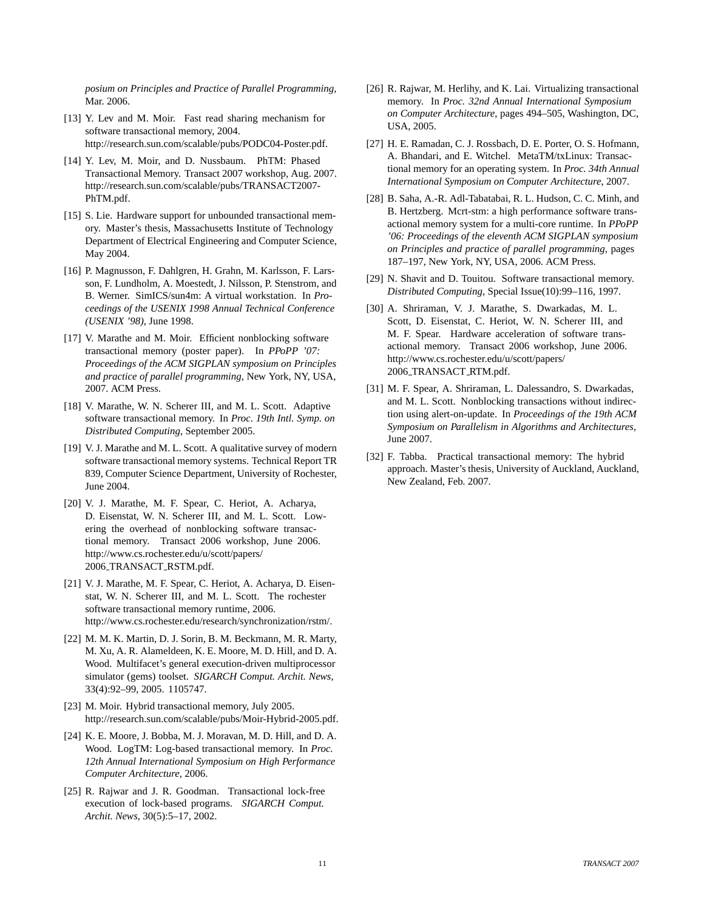*posium on Principles and Practice of Parallel Programming*, Mar. 2006.

[13] Y. Lev and M. Moir. Fast read sharing mechanism for software transactional memory, 2004. http://research.sun.com/scalable/pubs/PODC04-Poster.pdf.

[14] Y. Lev, M. Moir, and D. Nussbaum. PhTM: Phased Transactional Memory. Transact 2007 workshop, Aug. 2007. http://research.sun.com/scalable/pubs/TRANSACT2007-PhTM.pdf.

[15] S. Lie. Hardware support for unbounded transactional memory. Master's thesis, Massachusetts Institute of Technology Department of Electrical Engineering and Computer Science, May 2004.

[16] P. Magnusson, F. Dahlgren, H. Grahn, M. Karlsson, F. Larsson, F. Lundholm, A. Moestedt, J. Nilsson, P. Stenstrom, and B. Werner. SimICS/sun4m: A virtual workstation. In *Proceedings of the USENIX 1998 Annual Technical Conference (USENIX '98)*, June 1998.

[17] V. Marathe and M. Moir. Efficient nonblocking software transactional memory (poster paper). In *PPoPP '07: Proceedings of the ACM SIGPLAN symposium on Principles and practice of parallel programming*, New York, NY, USA, 2007. ACM Press.

[18] V. Marathe, W. N. Scherer III, and M. L. Scott. Adaptive software transactional memory. In *Proc. 19th Intl. Symp. on Distributed Computing*, September 2005.

[19] V. J. Marathe and M. L. Scott. A qualitative survey of modern software transactional memory systems. Technical Report TR 839, Computer Science Department, University of Rochester, June 2004.

[20] V. J. Marathe, M. F. Spear, C. Heriot, A. Acharya, D. Eisenstat, W. N. Scherer III, and M. L. Scott. Lowering the overhead of nonblocking software transactional memory. Transact 2006 workshop, June 2006. http://www.cs.rochester.edu/u/scott/papers/2006_TRANSACT_RSTM.pdf.

[21] V. J. Marathe, M. F. Spear, C. Heriot, A. Acharya, D. Eisenstat, W. N. Scherer III, and M. L. Scott. The rochester software transactional memory runtime, 2006. http://www.cs.rochester.edu/research/synchronization/rstm/.

[22] M. M. K. Martin, D. J. Sorin, B. M. Beckmann, M. R. Marty, M. Xu, A. R. Alameldeen, K. E. Moore, M. D. Hill, and D. A. Wood. Multifacet's general execution-driven multiprocessor simulator (gems) toolset. *SIGARCH Comput. Archit. News*, 33(4):92–99, 2005. 1105747.

[23] M. Moir. Hybrid transactional memory, July 2005. http://research.sun.com/scalable/pubs/Moir-Hybrid-2005.pdf.

[24] K. E. Moore, J. Bobba, M. J. Moravan, M. D. Hill, and D. A. Wood. LogTM: Log-based transactional memory. In *Proc. 12th Annual International Symposium on High Performance Computer Architecture*, 2006.

[25] R. Rajwar and J. R. Goodman. Transactional lock-free execution of lock-based programs. *SIGARCH Comput. Archit. News*, 30(5):5–17, 2002.

[26] R. Rajwar, M. Herlihy, and K. Lai. Virtualizing transactional memory. In *Proc. 32nd Annual International Symposium on Computer Architecture*, pages 494–505, Washington, DC, USA, 2005.

[27] H. E. Ramadan, C. J. Rossbach, D. E. Porter, O. S. Hofmann, A. Bhandari, and E. Witchel. MetaTM/txLinux: Transactional memory for an operating system. In *Proc. 34th Annual International Symposium on Computer Architecture*, 2007.

[28] B. Saha, A.-R. Adl-Tabatabai, R. L. Hudson, C. C. Minh, and B. Hertzberg. Mcrt-stm: a high performance software transactional memory system for a multi-core runtime. In *PPoPP '06: Proceedings of the eleventh ACM SIGPLAN symposium on Principles and practice of parallel programming*, pages 187–197, New York, NY, USA, 2006. ACM Press.

[29] N. Shavit and D. Touitou. Software transactional memory. *Distributed Computing*, Special Issue(10):99–116, 1997.

[30] A. Shriraman, V. J. Marathe, S. Dwarkadas, M. L. Scott, D. Eisenstat, C. Heriot, W. N. Scherer III, and M. F. Spear. Hardware acceleration of software transactional memory. Transact 2006 workshop, June 2006. http://www.cs.rochester.edu/u/scott/papers/2006_TRANSACT_RTM.pdf.

[31] M. F. Spear, A. Shriraman, L. Dalessandro, S. Dwarkadas, and M. L. Scott. Nonblocking transactions without indirection using alert-on-update. In *Proceedings of the 19th ACM Symposium on Parallelism in Algorithms and Architectures*, June 2007.

[32] F. Tabba. Practical transactional memory: The hybrid approach. Master's thesis, University of Auckland, Auckland, New Zealand, Feb. 2007.